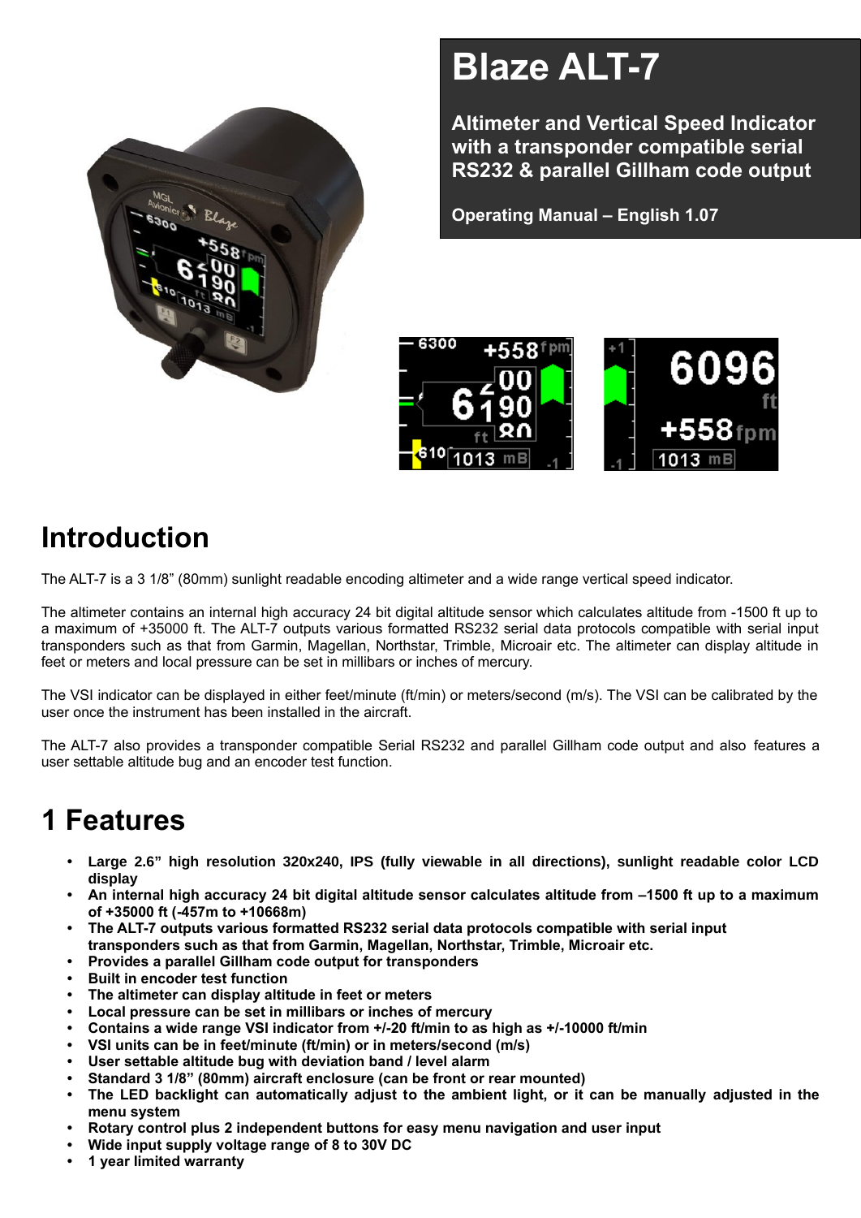# Blaze ALT-7

**Altimeter and Vertical Speed Indicator with a transponder compatible serial RS232 & parallel Gillham code output**

**Operating Manual – English 1.07**

## Introduction

The ALT-7 is a 3 1/8" (80mm) sunlight readable encoding altimeter and a wide range vertical speed indicator.

The altimeter contains an internal high accuracy 24 bit digital altitude sensor which calculates altitude from -1500 ft up to a maximum of +35000 ft. The ALT-7 outputs various formatted RS232 serial data protocols compatible with serial input transponders such as that from Garmin, Magellan, Northstar, Trimble, Microair etc. The altimeter can display altitude in feet or meters and local pressure can be set in millibars or inches of mercury.

The VSI indicator can be displayed in either feet/minute (ft/min) or meters/second (m/s). The VSI can be calibrated by the user once the instrument has been installed in the aircraft.

The ALT-7 also provides a transponder compatible Serial RS232 and parallel Gillham code output and also features a user settable altitude bug and an encoder test function.

## 1 Features

- **Large 2.6" high resolution 320x240, IPS (fully viewable in all directions), sunlight readable color LCD display**
- **An internal high accuracy 24 bit digital altitude sensor calculates altitude from –1500 ft up to a maximum of +35000 ft (-457m to +10668m)**
- **The ALT-7 outputs various formatted RS232 serial data protocols compatible with serial input transponders such as that from Garmin, Magellan, Northstar, Trimble, Microair etc.**
- **Provides a parallel Gillham code output for transponders**
- **Built in encoder test function**
- **The altimeter can display altitude in feet or meters**
- **Local pressure can be set in millibars or inches of mercury**
- **Contains a wide range VSI indicator from +/-20 ft/min to as high as +/-10000 ft/min**
- **VSI units can be in feet/minute (ft/min) or in meters/second (m/s)**
- **User settable altitude bug with deviation band / level alarm**
- **Standard 3 1/8" (80mm) aircraft enclosure (can be front or rear mounted)**
- **The LED backlight can automatically adjust to the ambient light, or it can be manually adjusted in the menu system**
- **Rotary control plus 2 independent buttons for easy menu navigation and user input**
- **Wide input supply voltage range of 8 to 30V DC**
- **1 year limited warranty**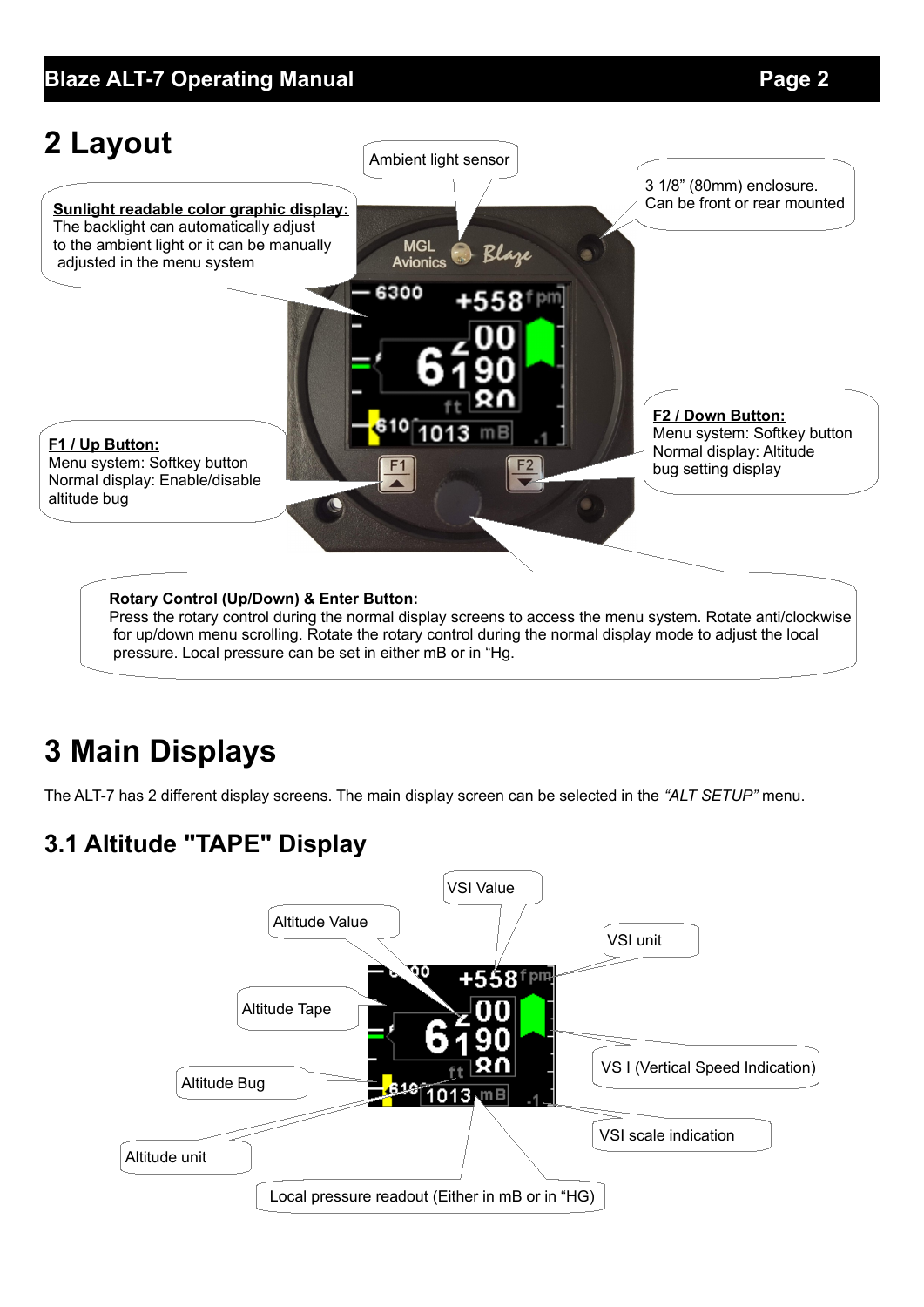# 2 Layout

Ambient light sensor

3 1/8" (80mm) enclosure. Can be front or rear mounted

**Sunlight readable color graphic display:** The backlight can automatically adjust to the ambient light or it can be manually adjusted in the menu system

**F1 / Up Button:** Menu system: Softkey button Normal display: Enable/disable altitude bug

**F2 / Down Button:** Menu system: Softkey button Normal display: Altitude bug setting display

**Rotary Control (Up/Down) & Enter Button:** Press the rotary control during the normal display screens to access the menu system. Rotate anti/clockwise for up/down menu scrolling. Rotate the rotary control during the normal display mode to adjust the local pressure. Local pressure can be set in either mB or in "Hg.

# 3 Main Displays

The ALT-7 has 2 different display screens. The main display screen can be selected in the *"ALT SETUP"* menu.

## 3.1 Altitude "TAPE" Display

VSI Value

Altitude Value

VSI unit

Altitude Tape

VS I (Vertical Speed Indication)

Altitude Bug

VSI scale indication

Altitude unit

Local pressure readout (Either in mB or in "HG)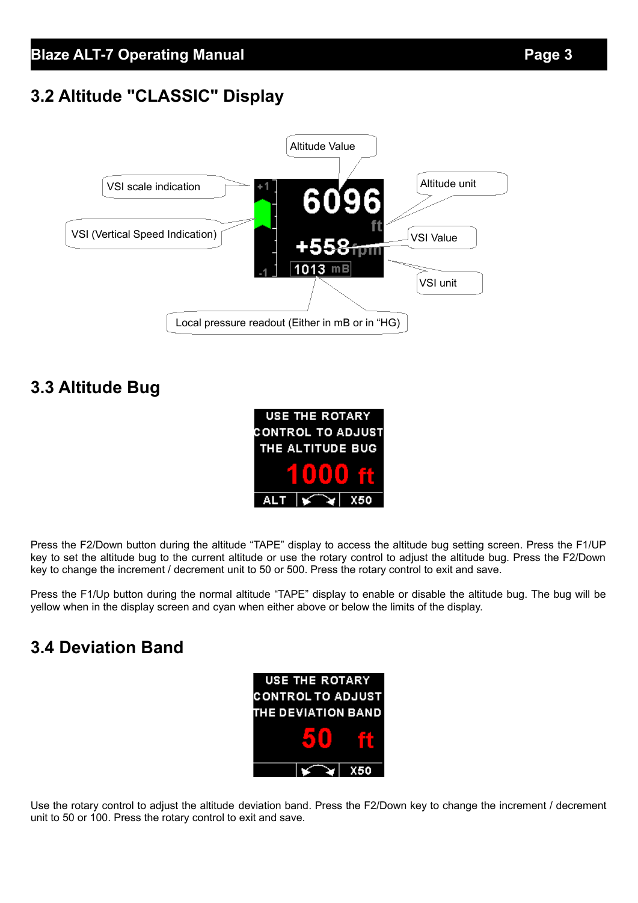## 3.2 Altitude "CLASSIC" Display

Altitude Value

VSI scale indication

Altitude unit

VSI (Vertical Speed Indication)

VSI Value

VSI unit

Local pressure readout (Either in mB or in "HG)

## 3.3 Altitude Bug

Press the F2/Down button during the altitude "TAPE" display to access the altitude bug setting screen. Press the F1/UP key to set the altitude bug to the current altitude or use the rotary control to adjust the altitude bug. Press the F2/Down key to change the increment / decrement unit to 50 or 500. Press the rotary control to exit and save.

Press the F1/Up button during the normal altitude "TAPE" display to enable or disable the altitude bug. The bug will be yellow when in the display screen and cyan when either above or below the limits of the display.

## 3.4 Deviation Band

Use the rotary control to adjust the altitude deviation band. Press the F2/Down key to change the increment / decrement unit to 50 or 100. Press the rotary control to exit and save.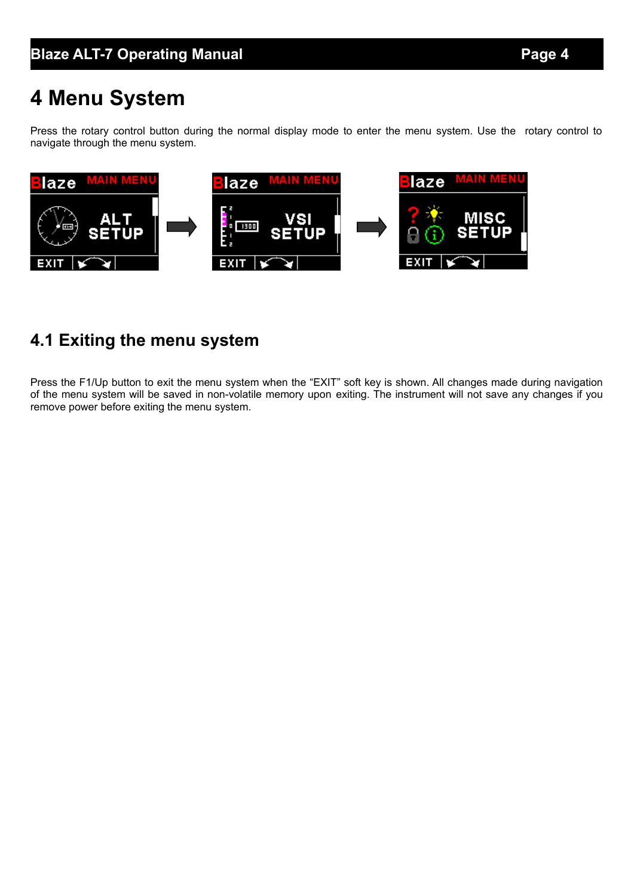# 4 Menu System

Press the rotary control button during the normal display mode to enter the menu system. Use the rotary control to navigate through the menu system.

## 4.1 Exiting the menu system

Press the F1/Up button to exit the menu system when the “EXIT” soft key is shown. All changes made during navigation of the menu system will be saved in non-volatile memory upon exiting. The instrument will not save any changes if you remove power before exiting the menu system.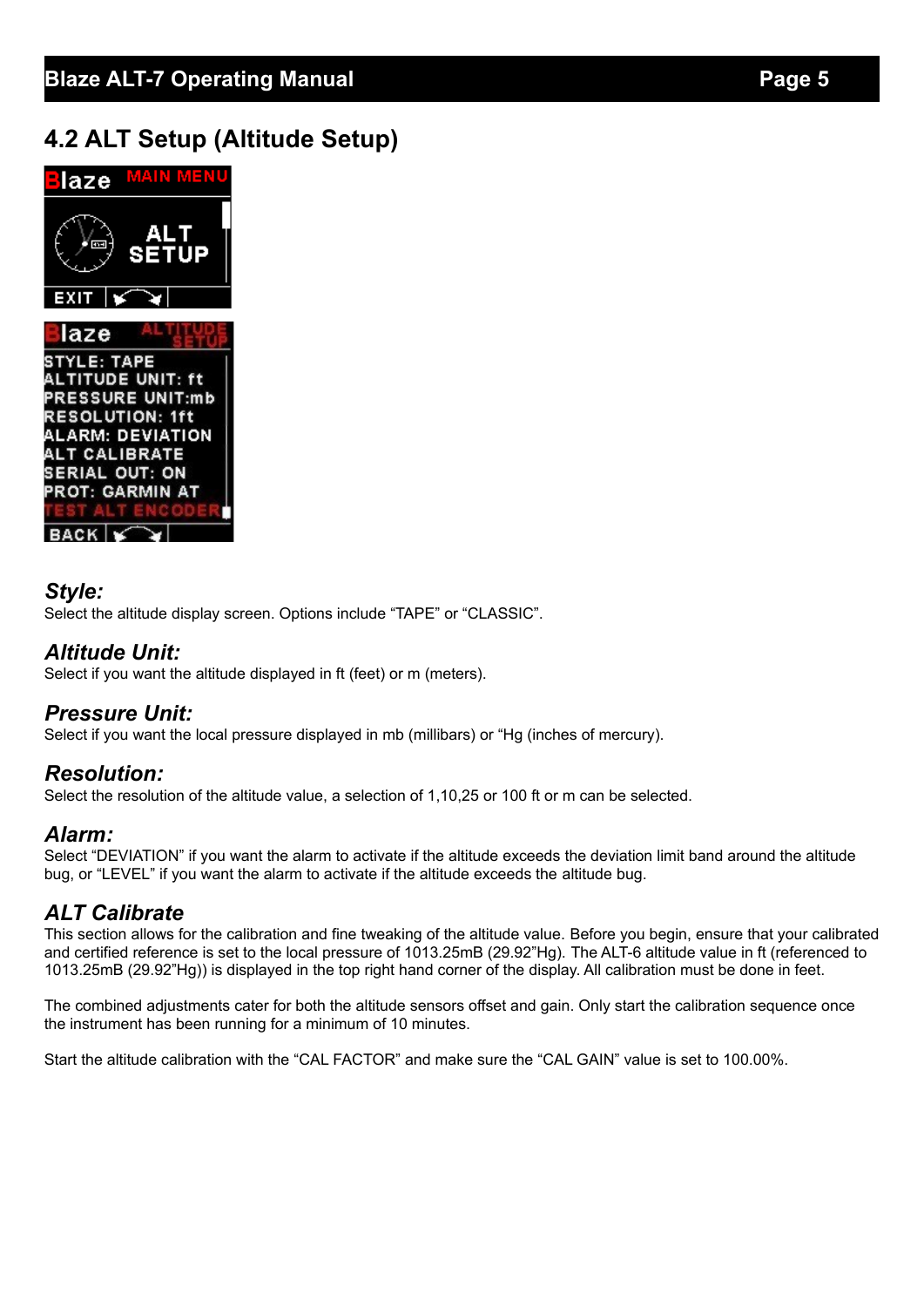## 4.2 ALT Setup (Altitude Setup)

### *Style:*

Select the altitude display screen. Options include "TAPE" or "CLASSIC".

### *Altitude Unit:*

Select if you want the altitude displayed in ft (feet) or m (meters).

### *Pressure Unit:*

Select if you want the local pressure displayed in mb (millibars) or "Hg (inches of mercury).

### *Resolution:*

Select the resolution of the altitude value, a selection of 1,10,25 or 100 ft or m can be selected.

### *Alarm:*

Select "DEVIATION" if you want the alarm to activate if the altitude exceeds the deviation limit band around the altitude bug, or "LEVEL" if you want the alarm to activate if the altitude exceeds the altitude bug.

### *ALT Calibrate*

This section allows for the calibration and fine tweaking of the altitude value. Before you begin, ensure that your calibrated and certified reference is set to the local pressure of 1013.25mB (29.92"Hg). The ALT-6 altitude value in ft (referenced to 1013.25mB (29.92"Hg)) is displayed in the top right hand corner of the display. All calibration must be done in feet.

The combined adjustments cater for both the altitude sensors offset and gain. Only start the calibration sequence once the instrument has been running for a minimum of 10 minutes.

Start the altitude calibration with the "CAL FACTOR" and make sure the "CAL GAIN" value is set to 100.00%.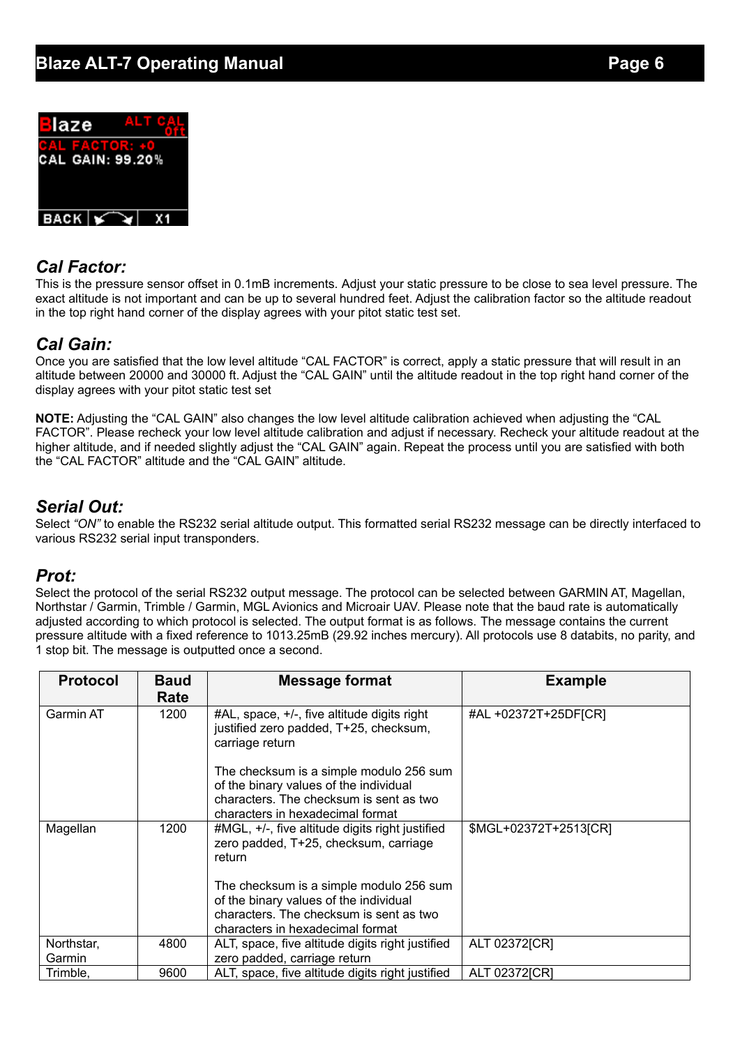## Cal Factor:

This is the pressure sensor offset in 0.1mB increments. Adjust your static pressure to be close to sea level pressure. The exact altitude is not important and can be up to several hundred feet. Adjust the calibration factor so the altitude readout in the top right hand corner of the display agrees with your pitot static test set.

## Cal Gain:

Once you are satisfied that the low level altitude "CAL FACTOR" is correct, apply a static pressure that will result in an altitude between 20000 and 30000 ft. Adjust the "CAL GAIN" until the altitude readout in the top right hand corner of the display agrees with your pitot static test set

**NOTE:** Adjusting the "CAL GAIN" also changes the low level altitude calibration achieved when adjusting the "CAL FACTOR". Please recheck your low level altitude calibration and adjust if necessary. Recheck your altitude readout at the higher altitude, and if needed slightly adjust the "CAL GAIN" again. Repeat the process until you are satisfied with both the "CAL FACTOR" altitude and the "CAL GAIN" altitude.

## Serial Out:

Select *"ON"* to enable the RS232 serial altitude output. This formatted serial RS232 message can be directly interfaced to various RS232 serial input transponders.

## Prot:

Select the protocol of the serial RS232 output message. The protocol can be selected between GARMIN AT, Magellan, Northstar / Garmin, Trimble / Garmin, MGL Avionics and Microair UAV. Please note that the baud rate is automatically adjusted according to which protocol is selected. The output format is as follows. The message contains the current pressure altitude with a fixed reference to 1013.25mB (29.92 inches mercury). All protocols use 8 databits, no parity, and 1 stop bit. The message is outputted once a second.

| Protocol | Baud Rate | Message format | Example |
|---|---|---|---|
| Garmin AT | 1200 | #AL, space, +/-, five altitude digits right justified zero padded, T+25, checksum, carriage return<br><br>The checksum is a simple modulo 256 sum of the binary values of the individual characters. The checksum is sent as two characters in hexadecimal format | #AL +02372T+25DF[CR] |
| Magellan | 1200 | #MGL, +/-, five altitude digits right justified zero padded, T+25, checksum, carriage return<br><br>The checksum is a simple modulo 256 sum of the binary values of the individual characters. The checksum is sent as two characters in hexadecimal format | $MGL+02372T+2513[CR] |
| Northstar, Garmin | 4800 | ALT, space, five altitude digits right justified zero padded, carriage return | ALT 02372[CR] |
| Trimble, | 9600 | ALT, space, five altitude digits right justified | ALT 02372[CR] |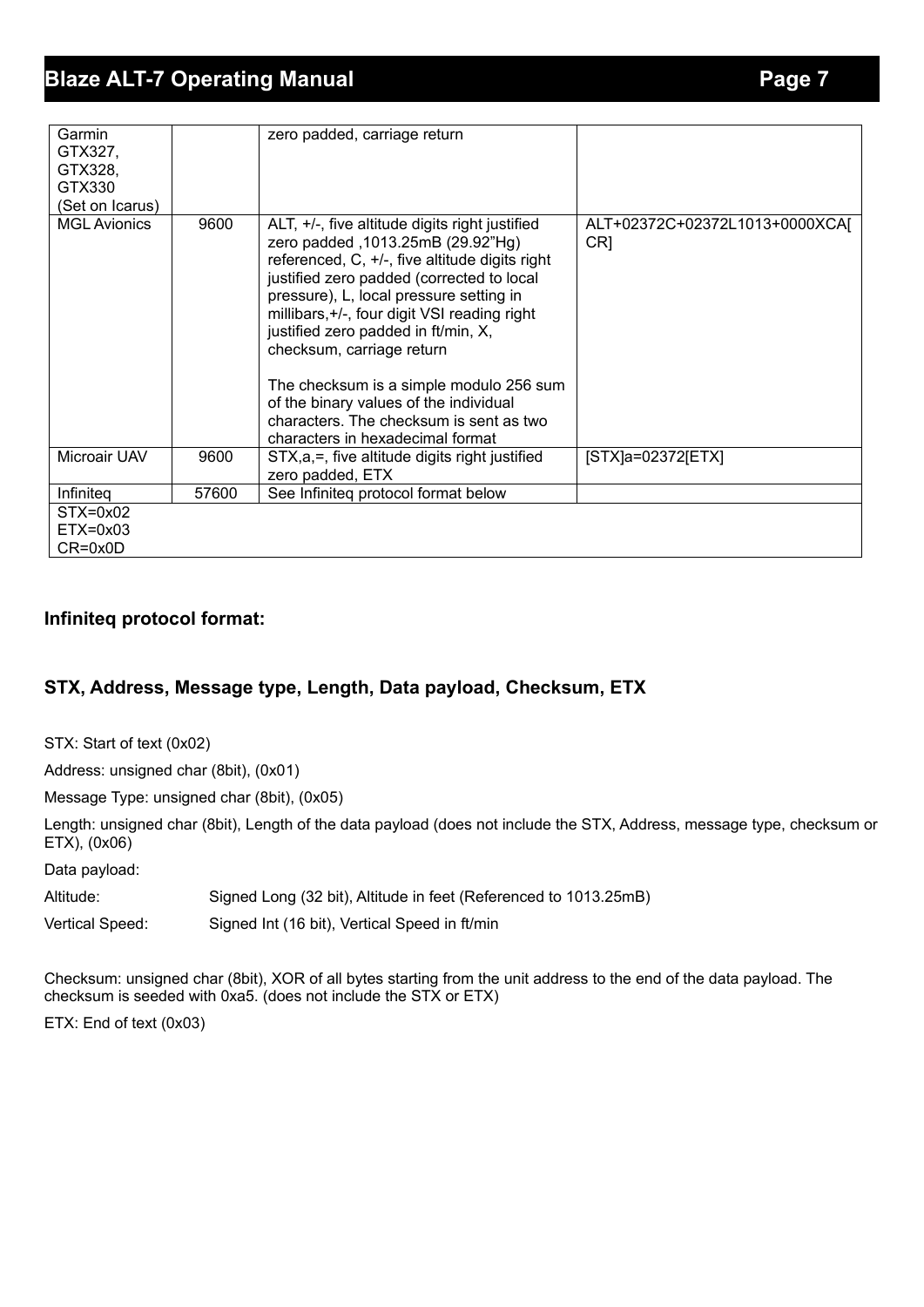| | | | |
|---|---|---|---|
| Garmin GTX327, GTX328, GTX330 (Set on Icarus) | | zero padded, carriage return | |
| MGL Avionics | 9600 | ALT, +/-, five altitude digits right justified zero padded ,1013.25mB (29.92"Hg) referenced, C, +/-, five altitude digits right justified zero padded (corrected to local pressure), L, local pressure setting in millibars,+/-, four digit VSI reading right justified zero padded in ft/min, X, checksum, carriage return<br><br>The checksum is a simple modulo 256 sum of the binary values of the individual characters. The checksum is sent as two characters in hexadecimal format | ALT+02372C+02372L1013+0000XCA[CR] |
| Microair UAV | 9600 | STX,a,=, five altitude digits right justified zero padded, ETX | [STX]a=02372[ETX] |
| Infiniteq | 57600 | See Infiniteq protocol format below | |
| STX=0x02<br>ETX=0x03<br>CR=0x0D | | | |

**Infiniteq protocol format:**

**STX, Address, Message type, Length, Data payload, Checksum, ETX**

STX: Start of text (0x02)

Address: unsigned char (8bit), (0x01)

Message Type: unsigned char (8bit), (0x05)

Length: unsigned char (8bit), Length of the data payload (does not include the STX, Address, message type, checksum or ETX), (0x06)

Data payload:

Altitude: Signed Long (32 bit), Altitude in feet (Referenced to 1013.25mB)

Vertical Speed: Signed Int (16 bit), Vertical Speed in ft/min

Checksum: unsigned char (8bit), XOR of all bytes starting from the unit address to the end of the data payload. The checksum is seeded with 0xa5. (does not include the STX or ETX)

ETX: End of text (0x03)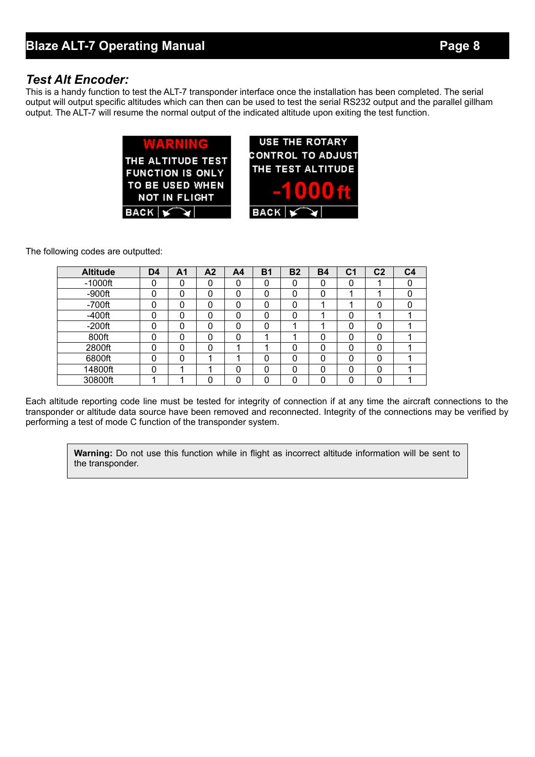## *Test Alt Encoder:*

This is a handy function to test the ALT-7 transponder interface once the installation has been completed. The serial output will output specific altitudes which can then can be used to test the serial RS232 output and the parallel gillham output. The ALT-7 will resume the normal output of the indicated altitude upon exiting the test function.

WARNING
THE ALTITUDE TEST FUNCTION IS ONLY TO BE USED WHEN NOT IN FLIGHT
BACK

USE THE ROTARY CONTROL TO ADJUST THE TEST ALTITUDE
-1000 ft
BACK

The following codes are outputted:

| Altitude | D4 | A1 | A2 | A4 | B1 | B2 | B4 | C1 | C2 | C4 |
|---|---|---|---|---|---|---|---|---|---|---|
| -1000ft | 0 | 0 | 0 | 0 | 0 | 0 | 0 | 0 | 1 | 0 |
| -900ft | 0 | 0 | 0 | 0 | 0 | 0 | 0 | 1 | 1 | 0 |
| -700ft | 0 | 0 | 0 | 0 | 0 | 0 | 1 | 1 | 0 | 0 |
| -400ft | 0 | 0 | 0 | 0 | 0 | 0 | 1 | 0 | 1 | 1 |
| -200ft | 0 | 0 | 0 | 0 | 0 | 1 | 1 | 0 | 0 | 1 |
| 800ft | 0 | 0 | 0 | 0 | 1 | 1 | 0 | 0 | 0 | 1 |
| 2800ft | 0 | 0 | 0 | 1 | 1 | 0 | 0 | 0 | 0 | 1 |
| 6800ft | 0 | 0 | 1 | 1 | 0 | 0 | 0 | 0 | 0 | 1 |
| 14800ft | 0 | 1 | 1 | 0 | 0 | 0 | 0 | 0 | 0 | 1 |
| 30800ft | 1 | 1 | 0 | 0 | 0 | 0 | 0 | 0 | 0 | 1 |

Each altitude reporting code line must be tested for integrity of connection if at any time the aircraft connections to the transponder or altitude data source have been removed and reconnected. Integrity of the connections may be verified by performing a test of mode C function of the transponder system.

> **Warning:** Do not use this function while in flight as incorrect altitude information will be sent to the transponder.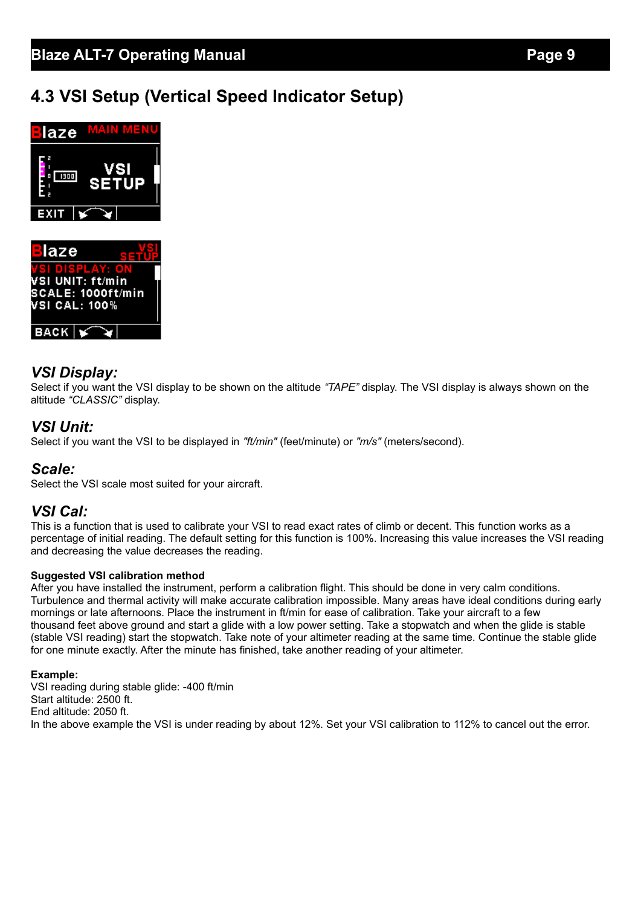## 4.3 VSI Setup (Vertical Speed Indicator Setup)

### *VSI Display:*
Select if you want the VSI display to be shown on the altitude *"TAPE"* display. The VSI display is always shown on the altitude *"CLASSIC"* display.

### *VSI Unit:*
Select if you want the VSI to be displayed in *"ft/min"* (feet/minute) or *"m/s"* (meters/second).

### *Scale:*
Select the VSI scale most suited for your aircraft.

### *VSI Cal:*
This is a function that is used to calibrate your VSI to read exact rates of climb or decent. This function works as a percentage of initial reading. The default setting for this function is 100%. Increasing this value increases the VSI reading and decreasing the value decreases the reading.

**Suggested VSI calibration method**

After you have installed the instrument, perform a calibration flight. This should be done in very calm conditions. Turbulence and thermal activity will make accurate calibration impossible. Many areas have ideal conditions during early mornings or late afternoons. Place the instrument in ft/min for ease of calibration. Take your aircraft to a few thousand feet above ground and start a glide with a low power setting. Take a stopwatch and when the glide is stable (stable VSI reading) start the stopwatch. Take note of your altimeter reading at the same time. Continue the stable glide for one minute exactly. After the minute has finished, take another reading of your altimeter.

**Example:**

VSI reading during stable glide: -400 ft/min
Start altitude: 2500 ft.
End altitude: 2050 ft.
In the above example the VSI is under reading by about 12%. Set your VSI calibration to 112% to cancel out the error.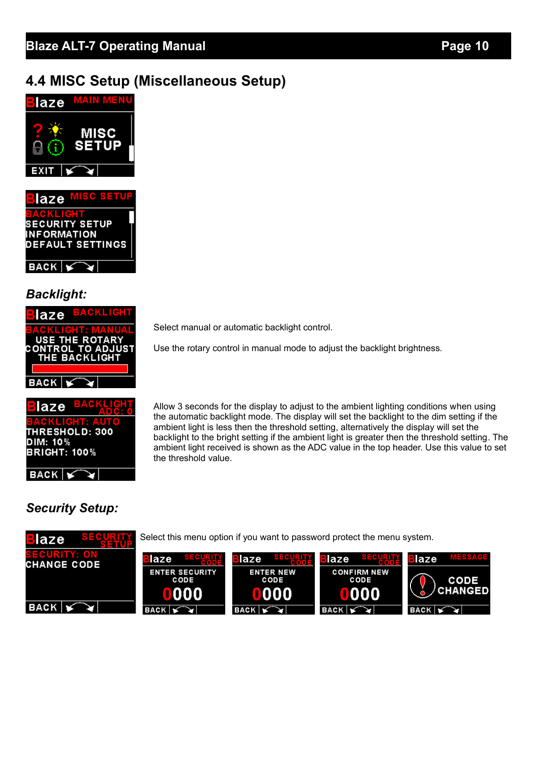## 4.4 MISC Setup (Miscellaneous Setup)

### *Backlight:*

Select manual or automatic backlight control.

Use the rotary control in manual mode to adjust the backlight brightness.

Allow 3 seconds for the display to adjust to the ambient lighting conditions when using the automatic backlight mode. The display will set the backlight to the dim setting if the ambient light is less then the threshold setting, alternatively the display will set the backlight to the bright setting if the ambient light is greater then the threshold setting. The ambient light received is shown as the ADC value in the top header. Use this value to set the threshold value.

### *Security Setup:*

Select this menu option if you want to password protect the menu system.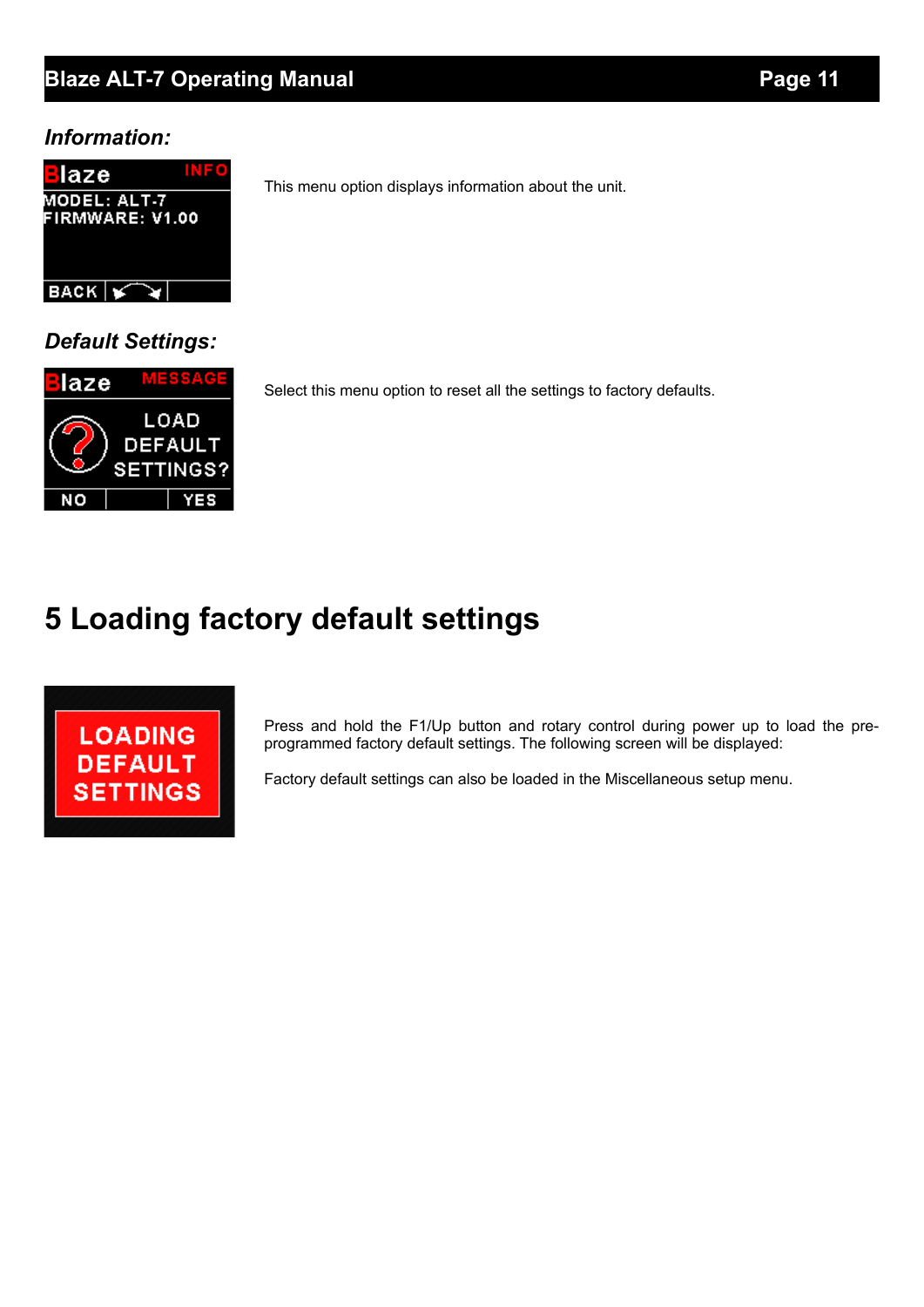### *Information:*

This menu option displays information about the unit.

### *Default Settings:*

Select this menu option to reset all the settings to factory defaults.

# 5 Loading factory default settings

Press and hold the F1/Up button and rotary control during power up to load the pre-programmed factory default settings. The following screen will be displayed:

Factory default settings can also be loaded in the Miscellaneous setup menu.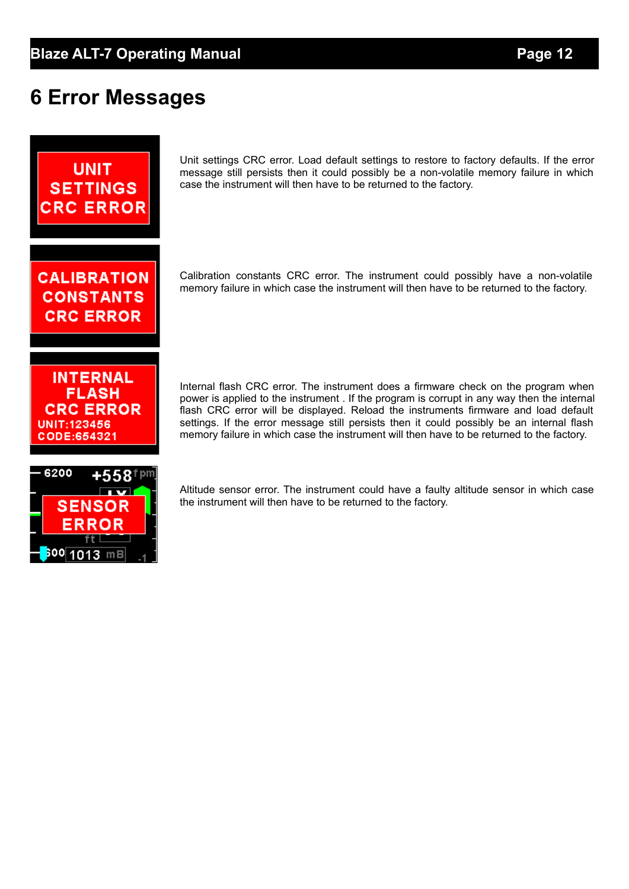# 6 Error Messages

Unit settings CRC error. Load default settings to restore to factory defaults. If the error message still persists then it could possibly be a non-volatile memory failure in which case the instrument will then have to be returned to the factory.

Calibration constants CRC error. The instrument could possibly have a non-volatile memory failure in which case the instrument will then have to be returned to the factory.

Internal flash CRC error. The instrument does a firmware check on the program when power is applied to the instrument . If the program is corrupt in any way then the internal flash CRC error will be displayed. Reload the instruments firmware and load default settings. If the error message still persists then it could possibly be an internal flash memory failure in which case the instrument will then have to be returned to the factory.

Altitude sensor error. The instrument could have a faulty altitude sensor in which case the instrument will then have to be returned to the factory.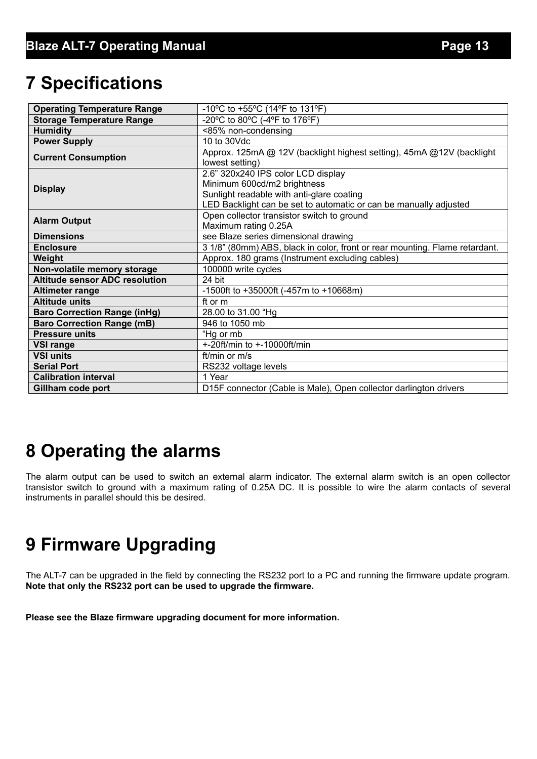# 7 Specifications

| | |
|---|---|
| **Operating Temperature Range** | -10ºC to +55ºC (14ºF to 131ºF) |
| **Storage Temperature Range** | -20ºC to 80ºC (-4ºF to 176ºF) |
| **Humidity** | <85% non-condensing |
| **Power Supply** | 10 to 30Vdc |
| **Current Consumption** | Approx. 125mA @ 12V (backlight highest setting), 45mA @12V (backlight lowest setting) |
| **Display** | 2.6" 320x240 IPS color LCD display<br>Minimum 600cd/m2 brightness<br>Sunlight readable with anti-glare coating<br>LED Backlight can be set to automatic or can be manually adjusted |
| **Alarm Output** | Open collector transistor switch to ground<br>Maximum rating 0.25A |
| **Dimensions** | see Blaze series dimensional drawing |
| **Enclosure** | 3 1/8" (80mm) ABS, black in color, front or rear mounting. Flame retardant. |
| **Weight** | Approx. 180 grams (Instrument excluding cables) |
| **Non-volatile memory storage** | 100000 write cycles |
| **Altitude sensor ADC resolution** | 24 bit |
| **Altimeter range** | -1500ft to +35000ft (-457m to +10668m) |
| **Altitude units** | ft or m |
| **Baro Correction Range (inHg)** | 28.00 to 31.00 "Hg |
| **Baro Correction Range (mB)** | 946 to 1050 mb |
| **Pressure units** | "Hg or mb |
| **VSI range** | +-20ft/min to +-10000ft/min |
| **VSI units** | ft/min or m/s |
| **Serial Port** | RS232 voltage levels |
| **Calibration interval** | 1 Year |
| **Gillham code port** | D15F connector (Cable is Male), Open collector darlington drivers |

# 8 Operating the alarms

The alarm output can be used to switch an external alarm indicator. The external alarm switch is an open collector transistor switch to ground with a maximum rating of 0.25A DC. It is possible to wire the alarm contacts of several instruments in parallel should this be desired.

# 9 Firmware Upgrading

The ALT-7 can be upgraded in the field by connecting the RS232 port to a PC and running the firmware update program. **Note that only the RS232 port can be used to upgrade the firmware.**

**Please see the Blaze firmware upgrading document for more information.**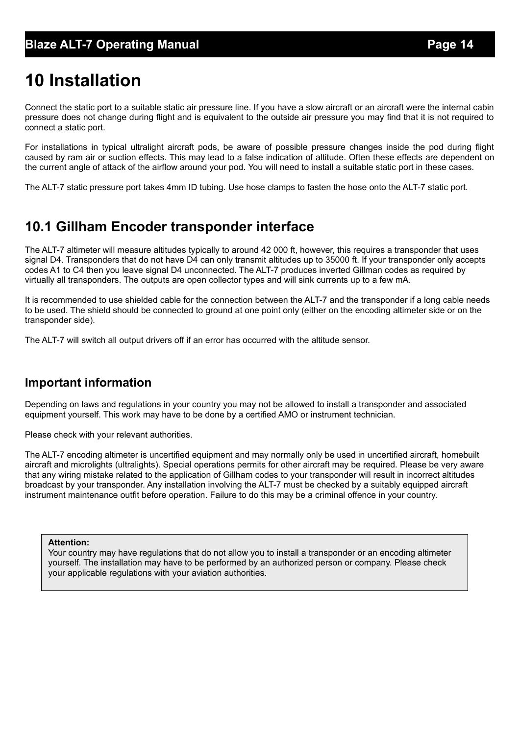# 10 Installation

Connect the static port to a suitable static air pressure line. If you have a slow aircraft or an aircraft were the internal cabin pressure does not change during flight and is equivalent to the outside air pressure you may find that it is not required to connect a static port.

For installations in typical ultralight aircraft pods, be aware of possible pressure changes inside the pod during flight caused by ram air or suction effects. This may lead to a false indication of altitude. Often these effects are dependent on the current angle of attack of the airflow around your pod. You will need to install a suitable static port in these cases.

The ALT-7 static pressure port takes 4mm ID tubing. Use hose clamps to fasten the hose onto the ALT-7 static port.

## 10.1 Gillham Encoder transponder interface

The ALT-7 altimeter will measure altitudes typically to around 42 000 ft, however, this requires a transponder that uses signal D4. Transponders that do not have D4 can only transmit altitudes up to 35000 ft. If your transponder only accepts codes A1 to C4 then you leave signal D4 unconnected. The ALT-7 produces inverted Gillman codes as required by virtually all transponders. The outputs are open collector types and will sink currents up to a few mA.

It is recommended to use shielded cable for the connection between the ALT-7 and the transponder if a long cable needs to be used. The shield should be connected to ground at one point only (either on the encoding altimeter side or on the transponder side).

The ALT-7 will switch all output drivers off if an error has occurred with the altitude sensor.

### Important information

Depending on laws and regulations in your country you may not be allowed to install a transponder and associated equipment yourself. This work may have to be done by a certified AMO or instrument technician.

Please check with your relevant authorities.

The ALT-7 encoding altimeter is uncertified equipment and may normally only be used in uncertified aircraft, homebuilt aircraft and microlights (ultralights). Special operations permits for other aircraft may be required. Please be very aware that any wiring mistake related to the application of Gillham codes to your transponder will result in incorrect altitudes broadcast by your transponder. Any installation involving the ALT-7 must be checked by a suitably equipped aircraft instrument maintenance outfit before operation. Failure to do this may be a criminal offence in your country.

> **Attention:**
> Your country may have regulations that do not allow you to install a transponder or an encoding altimeter yourself. The installation may have to be performed by an authorized person or company. Please check your applicable regulations with your aviation authorities.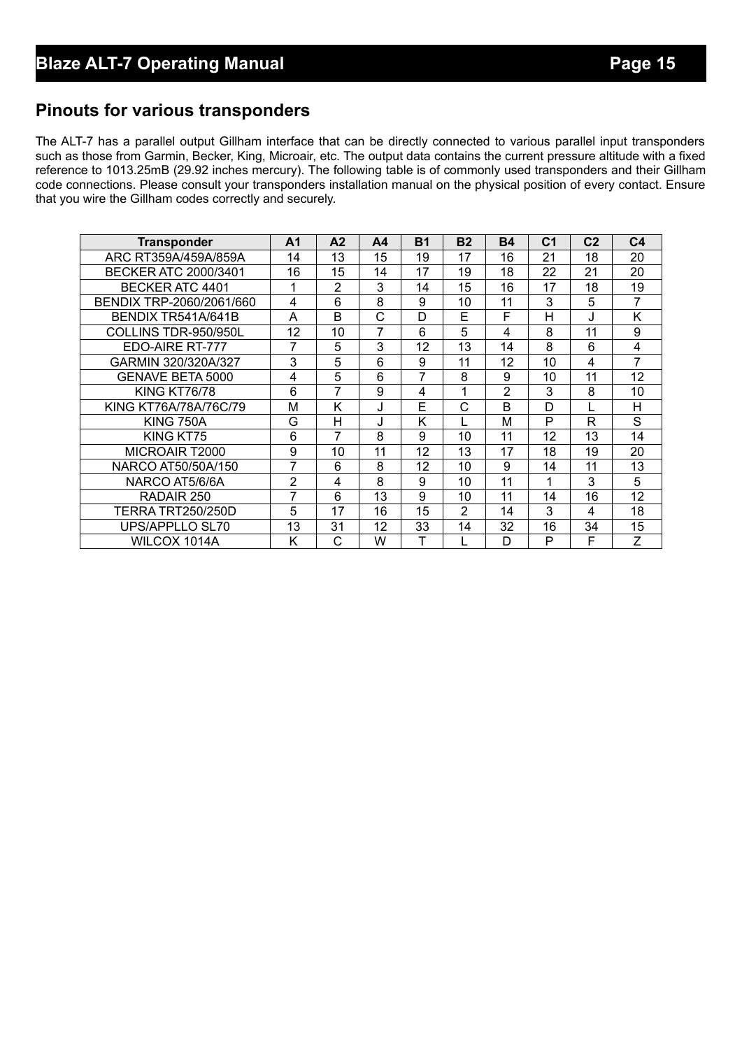## Pinouts for various transponders

The ALT-7 has a parallel output Gillham interface that can be directly connected to various parallel input transponders such as those from Garmin, Becker, King, Microair, etc. The output data contains the current pressure altitude with a fixed reference to 1013.25mB (29.92 inches mercury). The following table is of commonly used transponders and their Gillham code connections. Please consult your transponders installation manual on the physical position of every contact. Ensure that you wire the Gillham codes correctly and securely.

| Transponder | A1 | A2 | A4 | B1 | B2 | B4 | C1 | C2 | C4 |
|---|---|---|---|---|---|---|---|---|---|
| ARC RT359A/459A/859A | 14 | 13 | 15 | 19 | 17 | 16 | 21 | 18 | 20 |
| BECKER ATC 2000/3401 | 16 | 15 | 14 | 17 | 19 | 18 | 22 | 21 | 20 |
| BECKER ATC 4401 | 1 | 2 | 3 | 14 | 15 | 16 | 17 | 18 | 19 |
| BENDIX TRP-2060/2061/660 | 4 | 6 | 8 | 9 | 10 | 11 | 3 | 5 | 7 |
| BENDIX TR541A/641B | A | B | C | D | E | F | H | J | K |
| COLLINS TDR-950/950L | 12 | 10 | 7 | 6 | 5 | 4 | 8 | 11 | 9 |
| EDO-AIRE RT-777 | 7 | 5 | 3 | 12 | 13 | 14 | 8 | 6 | 4 |
| GARMIN 320/320A/327 | 3 | 5 | 6 | 9 | 11 | 12 | 10 | 4 | 7 |
| GENAVE BETA 5000 | 4 | 5 | 6 | 7 | 8 | 9 | 10 | 11 | 12 |
| KING KT76/78 | 6 | 7 | 9 | 4 | 1 | 2 | 3 | 8 | 10 |
| KING KT76A/78A/76C/79 | M | K | J | E | C | B | D | L | H |
| KING 750A | G | H | J | K | L | M | P | R | S |
| KING KT75 | 6 | 7 | 8 | 9 | 10 | 11 | 12 | 13 | 14 |
| MICROAIR T2000 | 9 | 10 | 11 | 12 | 13 | 17 | 18 | 19 | 20 |
| NARCO AT50/50A/150 | 7 | 6 | 8 | 12 | 10 | 9 | 14 | 11 | 13 |
| NARCO AT5/6/6A | 2 | 4 | 8 | 9 | 10 | 11 | 1 | 3 | 5 |
| RADAIR 250 | 7 | 6 | 13 | 9 | 10 | 11 | 14 | 16 | 12 |
| TERRA TRT250/250D | 5 | 17 | 16 | 15 | 2 | 14 | 3 | 4 | 18 |
| UPS/APPLLO SL70 | 13 | 31 | 12 | 33 | 14 | 32 | 16 | 34 | 15 |
| WILCOX 1014A | K | C | W | T | L | D | P | F | Z |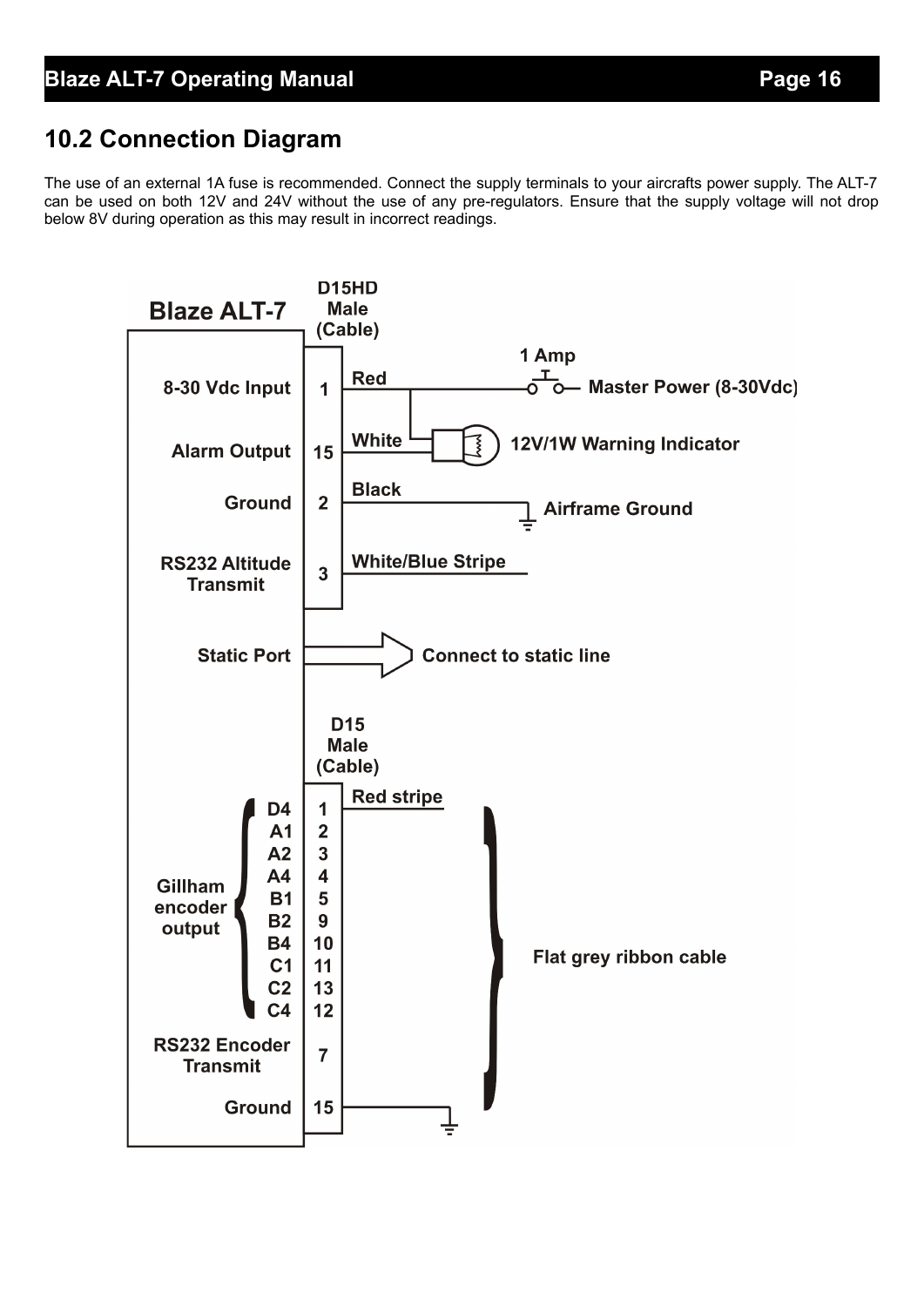## 10.2 Connection Diagram

The use of an external 1A fuse is recommended. Connect the supply terminals to your aircrafts power supply. The ALT-7 can be used on both 12V and 24V without the use of any pre-regulators. Ensure that the supply voltage will not drop below 8V during operation as this may result in incorrect readings.

**Blaze ALT-7**

**D15HD Male (Cable)**

| Function | Pin | Wire | Connection |
|---|---|---|---|
| 8-30 Vdc Input | 1 | Red | 1 Amp – Master Power (8-30Vdc) |
| Alarm Output | 15 | White | 12V/1W Warning Indicator |
| Ground | 2 | Black | Airframe Ground |
| RS232 Altitude Transmit | 3 | White/Blue Stripe | |

Static Port → Connect to static line

**D15 Male (Cable)**

| Function | Signal | Pin | Wire |
|---|---|---|---|
| Gillham encoder output | D4 | 1 | Flat grey ribbon cable (Red stripe) |
| | A1 | 2 | Flat grey ribbon cable |
| | A2 | 3 | Flat grey ribbon cable |
| | A4 | 4 | Flat grey ribbon cable |
| | B1 | 5 | Flat grey ribbon cable |
| | B2 | 9 | Flat grey ribbon cable |
| | B4 | 10 | Flat grey ribbon cable |
| | C1 | 11 | Flat grey ribbon cable |
| | C2 | 13 | Flat grey ribbon cable |
| | C4 | 12 | Flat grey ribbon cable |
| RS232 Encoder Transmit | | 7 | Flat grey ribbon cable |
| Ground | | 15 | Flat grey ribbon cable (Ground) |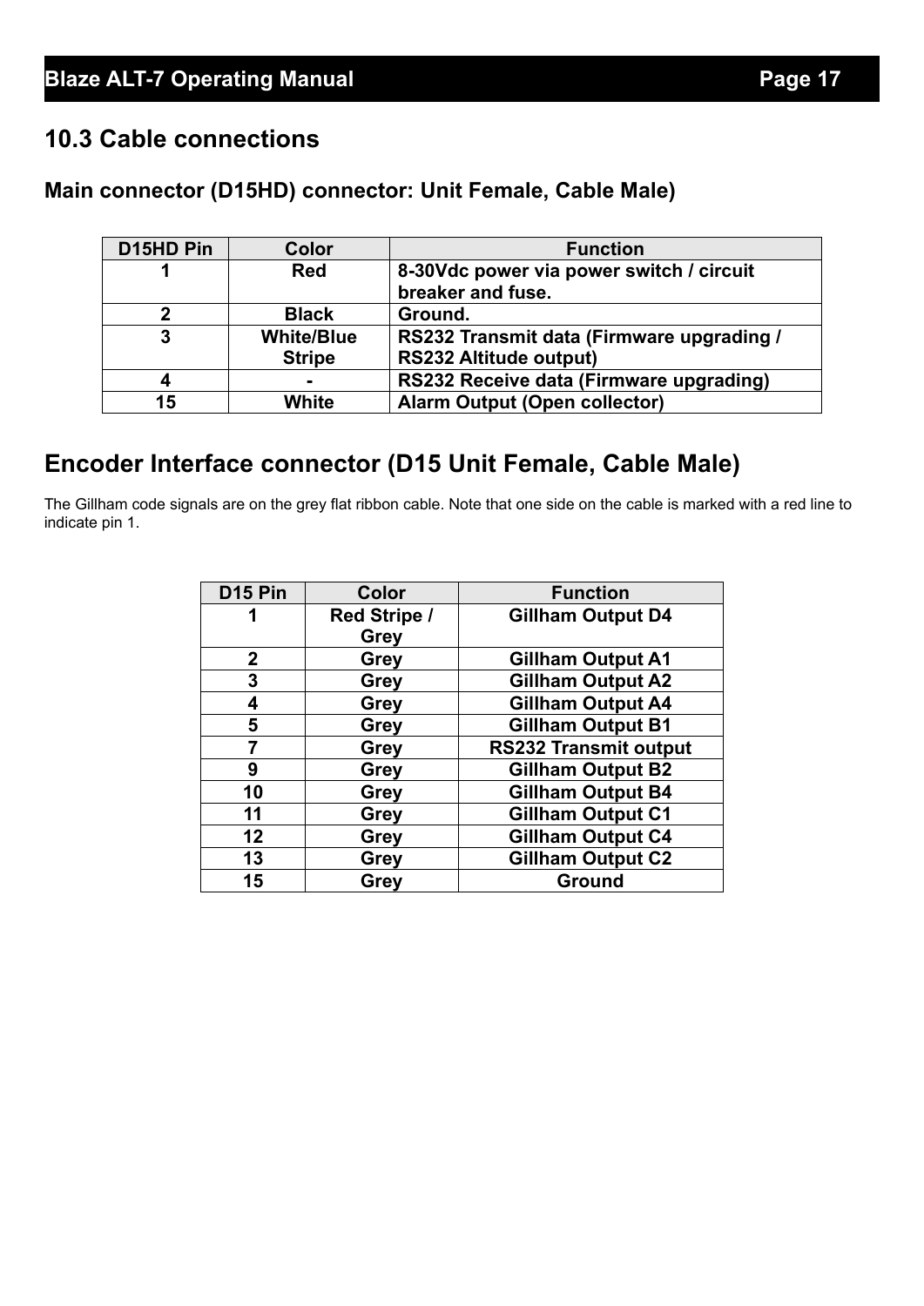## 10.3 Cable connections

### Main connector (D15HD) connector: Unit Female, Cable Male)

| D15HD Pin | Color | Function |
|---|---|---|
| 1 | Red | 8-30Vdc power via power switch / circuit breaker and fuse. |
| 2 | Black | Ground. |
| 3 | White/Blue Stripe | RS232 Transmit data (Firmware upgrading / RS232 Altitude output) |
| 4 | - | RS232 Receive data (Firmware upgrading) |
| 15 | White | Alarm Output (Open collector) |

## Encoder Interface connector (D15 Unit Female, Cable Male)

The Gillham code signals are on the grey flat ribbon cable. Note that one side on the cable is marked with a red line to indicate pin 1.

| D15 Pin | Color | Function |
|---|---|---|
| 1 | Red Stripe / Grey | Gillham Output D4 |
| 2 | Grey | Gillham Output A1 |
| 3 | Grey | Gillham Output A2 |
| 4 | Grey | Gillham Output A4 |
| 5 | Grey | Gillham Output B1 |
| 7 | Grey | RS232 Transmit output |
| 9 | Grey | Gillham Output B2 |
| 10 | Grey | Gillham Output B4 |
| 11 | Grey | Gillham Output C1 |
| 12 | Grey | Gillham Output C4 |
| 13 | Grey | Gillham Output C2 |
| 15 | Grey | Ground |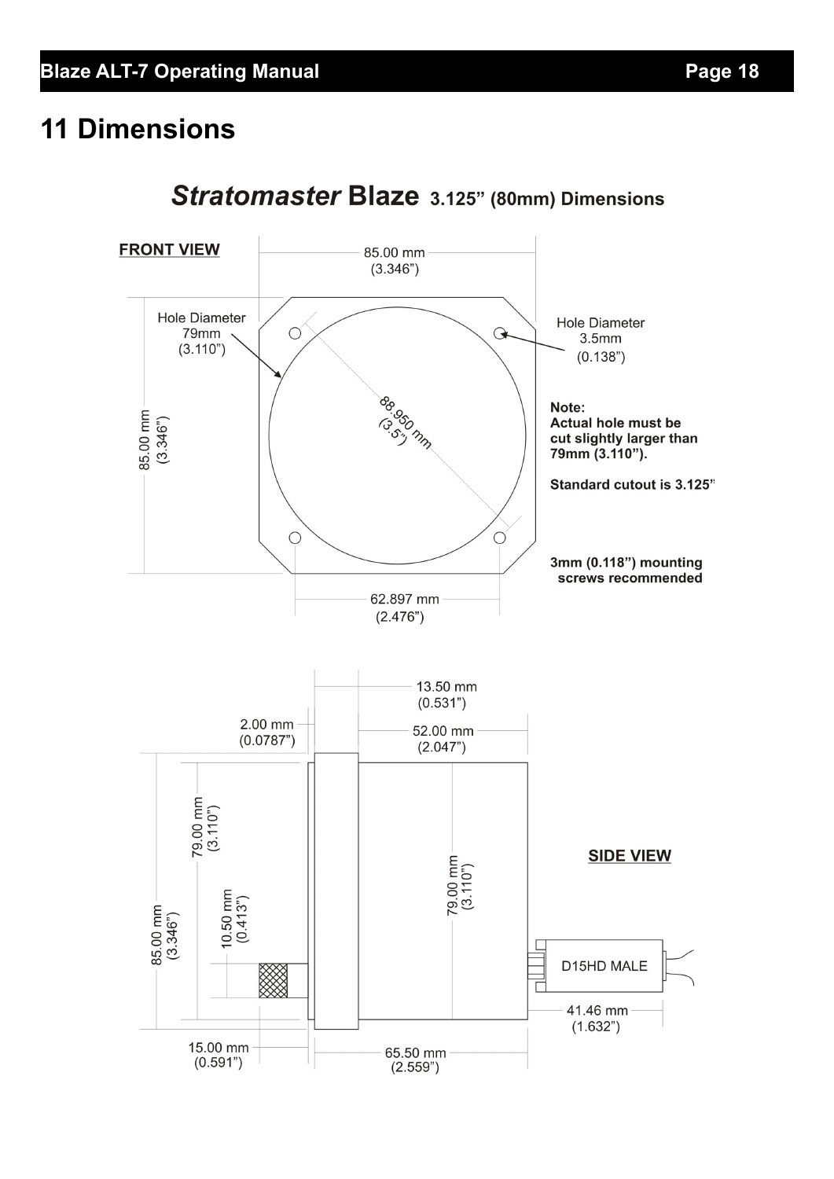# 11 Dimensions

***Stratomaster* Blaze** **3.125" (80mm) Dimensions**

**FRONT VIEW**

85.00 mm
(3.346")

Hole Diameter
79mm
(3.110")

Hole Diameter
3.5mm
(0.138")

88.950 mm
(3.5")

85.00 mm
(3.346")

**Note:**
**Actual hole must be cut slightly larger than 79mm (3.110").**

**Standard cutout is 3.125"**

**3mm (0.118") mounting screws recommended**

62.897 mm
(2.476")

13.50 mm
(0.531")

2.00 mm
(0.0787")

52.00 mm
(2.047")

79.00 mm
(3.110")

79.00 mm
(3.110")

**SIDE VIEW**

10.50 mm
(0.413")

85.00 mm
(3.346")

D15HD MALE

41.46 mm
(1.632")

15.00 mm
(0.591")

65.50 mm
(2.559")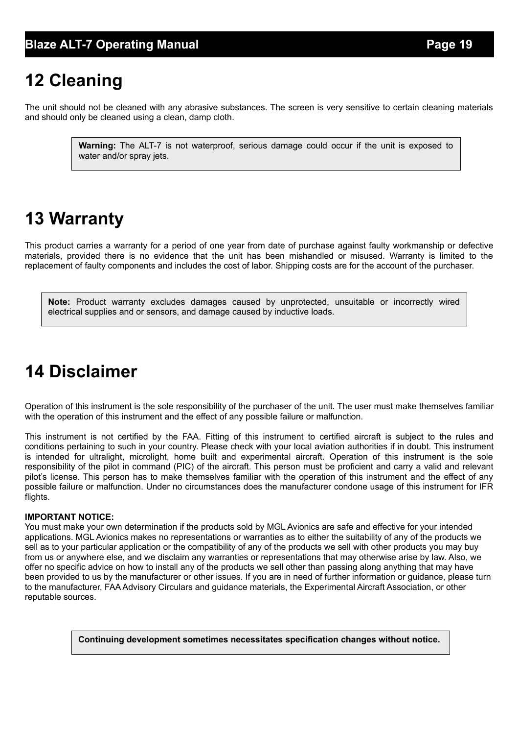# 12 Cleaning

The unit should not be cleaned with any abrasive substances. The screen is very sensitive to certain cleaning materials and should only be cleaned using a clean, damp cloth.

> **Warning:** The ALT-7 is not waterproof, serious damage could occur if the unit is exposed to water and/or spray jets.

# 13 Warranty

This product carries a warranty for a period of one year from date of purchase against faulty workmanship or defective materials, provided there is no evidence that the unit has been mishandled or misused. Warranty is limited to the replacement of faulty components and includes the cost of labor. Shipping costs are for the account of the purchaser.

> **Note:** Product warranty excludes damages caused by unprotected, unsuitable or incorrectly wired electrical supplies and or sensors, and damage caused by inductive loads.

# 14 Disclaimer

Operation of this instrument is the sole responsibility of the purchaser of the unit. The user must make themselves familiar with the operation of this instrument and the effect of any possible failure or malfunction.

This instrument is not certified by the FAA. Fitting of this instrument to certified aircraft is subject to the rules and conditions pertaining to such in your country. Please check with your local aviation authorities if in doubt. This instrument is intended for ultralight, microlight, home built and experimental aircraft. Operation of this instrument is the sole responsibility of the pilot in command (PIC) of the aircraft. This person must be proficient and carry a valid and relevant pilot's license. This person has to make themselves familiar with the operation of this instrument and the effect of any possible failure or malfunction. Under no circumstances does the manufacturer condone usage of this instrument for IFR flights.

**IMPORTANT NOTICE:**
You must make your own determination if the products sold by MGL Avionics are safe and effective for your intended applications. MGL Avionics makes no representations or warranties as to either the suitability of any of the products we sell as to your particular application or the compatibility of any of the products we sell with other products you may buy from us or anywhere else, and we disclaim any warranties or representations that may otherwise arise by law. Also, we offer no specific advice on how to install any of the products we sell other than passing along anything that may have been provided to us by the manufacturer or other issues. If you are in need of further information or guidance, please turn to the manufacturer, FAA Advisory Circulars and guidance materials, the Experimental Aircraft Association, or other reputable sources.

> **Continuing development sometimes necessitates specification changes without notice.**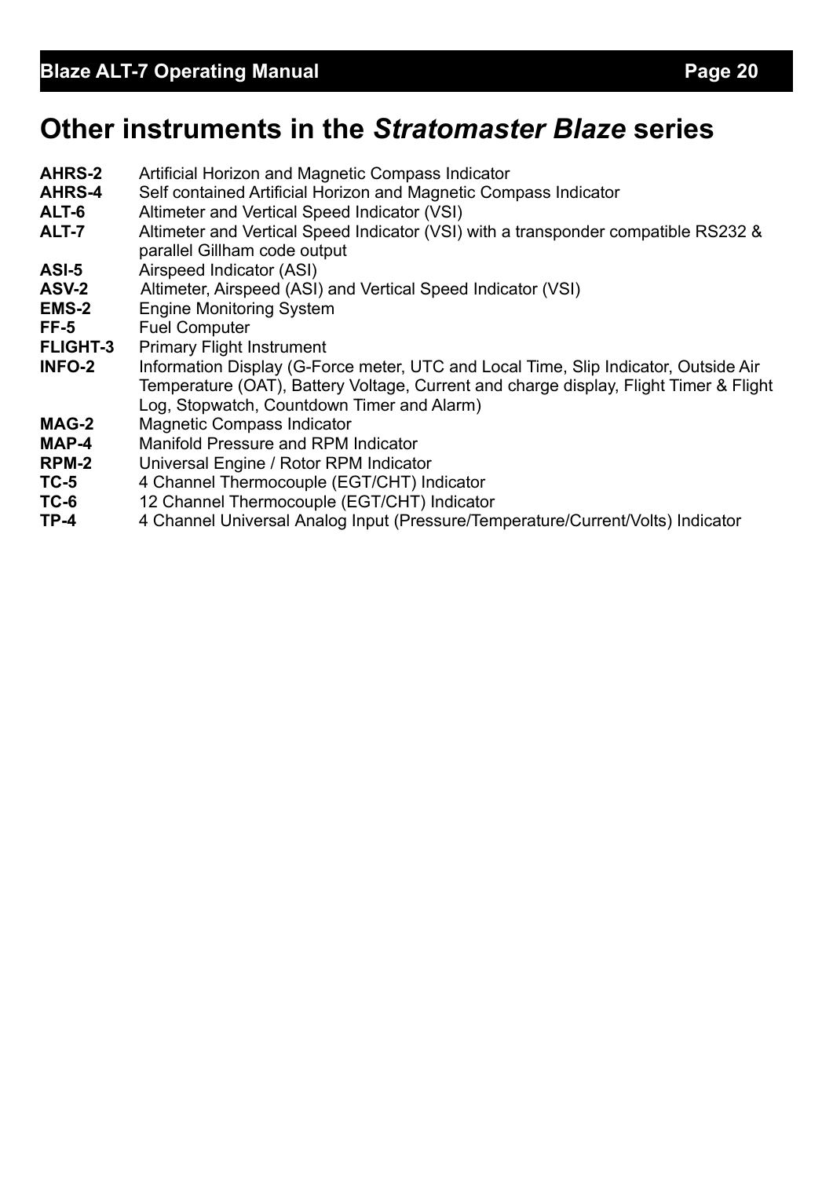# Other instruments in the *Stratomaster Blaze* series

| | |
|---|---|
| **AHRS-2** | Artificial Horizon and Magnetic Compass Indicator |
| **AHRS-4** | Self contained Artificial Horizon and Magnetic Compass Indicator |
| **ALT-6** | Altimeter and Vertical Speed Indicator (VSI) |
| **ALT-7** | Altimeter and Vertical Speed Indicator (VSI) with a transponder compatible RS232 & parallel Gillham code output |
| **ASI-5** | Airspeed Indicator (ASI) |
| **ASV-2** | Altimeter, Airspeed (ASI) and Vertical Speed Indicator (VSI) |
| **EMS-2** | Engine Monitoring System |
| **FF-5** | Fuel Computer |
| **FLIGHT-3** | Primary Flight Instrument |
| **INFO-2** | Information Display (G-Force meter, UTC and Local Time, Slip Indicator, Outside Air Temperature (OAT), Battery Voltage, Current and charge display, Flight Timer & Flight Log, Stopwatch, Countdown Timer and Alarm) |
| **MAG-2** | Magnetic Compass Indicator |
| **MAP-4** | Manifold Pressure and RPM Indicator |
| **RPM-2** | Universal Engine / Rotor RPM Indicator |
| **TC-5** | 4 Channel Thermocouple (EGT/CHT) Indicator |
| **TC-6** | 12 Channel Thermocouple (EGT/CHT) Indicator |
| **TP-4** | 4 Channel Universal Analog Input (Pressure/Temperature/Current/Volts) Indicator |